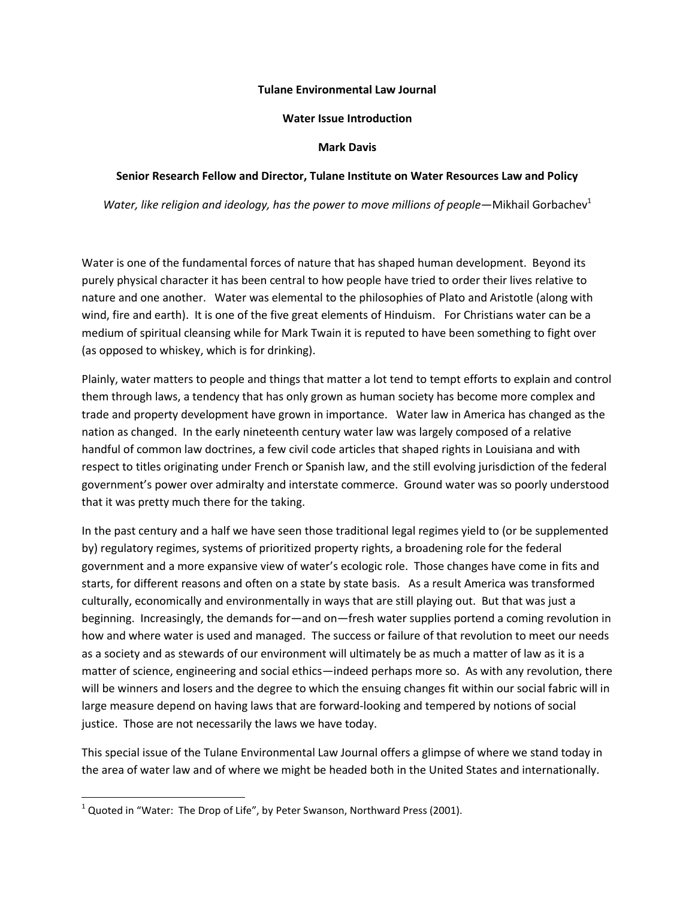**Tulane Environmental Law Journal**

**Water Issue Introduction**

**Mark Davis**

**Senior Research Fellow and Director, Tulane Institute on Water Resources Law and Policy**

*Water, like religion and ideology, has the power to move millions of people*—Mikhail Gorbachev[1]

Water is one of the fundamental forces of nature that has shaped human development. Beyond its purely physical character it has been central to how people have tried to order their lives relative to nature and one another. Water was elemental to the philosophies of Plato and Aristotle (along with wind, fire and earth). It is one of the five great elements of Hinduism. For Christians water can be a medium of spiritual cleansing while for Mark Twain it is reputed to have been something to fight over (as opposed to whiskey, which is for drinking).

Plainly, water matters to people and things that matter a lot tend to tempt efforts to explain and control them through laws, a tendency that has only grown as human society has become more complex and trade and property development have grown in importance. Water law in America has changed as the nation as changed. In the early nineteenth century water law was largely composed of a relative handful of common law doctrines, a few civil code articles that shaped rights in Louisiana and with respect to titles originating under French or Spanish law, and the still evolving jurisdiction of the federal government's power over admiralty and interstate commerce. Ground water was so poorly understood that it was pretty much there for the taking.

In the past century and a half we have seen those traditional legal regimes yield to (or be supplemented by) regulatory regimes, systems of prioritized property rights, a broadening role for the federal government and a more expansive view of water's ecologic role. Those changes have come in fits and starts, for different reasons and often on a state by state basis. As a result America was transformed culturally, economically and environmentally in ways that are still playing out. But that was just a beginning. Increasingly, the demands for—and on—fresh water supplies portend a coming revolution in how and where water is used and managed. The success or failure of that revolution to meet our needs as a society and as stewards of our environment will ultimately be as much a matter of law as it is a matter of science, engineering and social ethics—indeed perhaps more so. As with any revolution, there will be winners and losers and the degree to which the ensuing changes fit within our social fabric will in large measure depend on having laws that are forward-looking and tempered by notions of social justice. Those are not necessarily the laws we have today.

This special issue of the Tulane Environmental Law Journal offers a glimpse of where we stand today in the area of water law and of where we might be headed both in the United States and internationally.

---

[1] Quoted in "Water: The Drop of Life", by Peter Swanson, Northward Press (2001).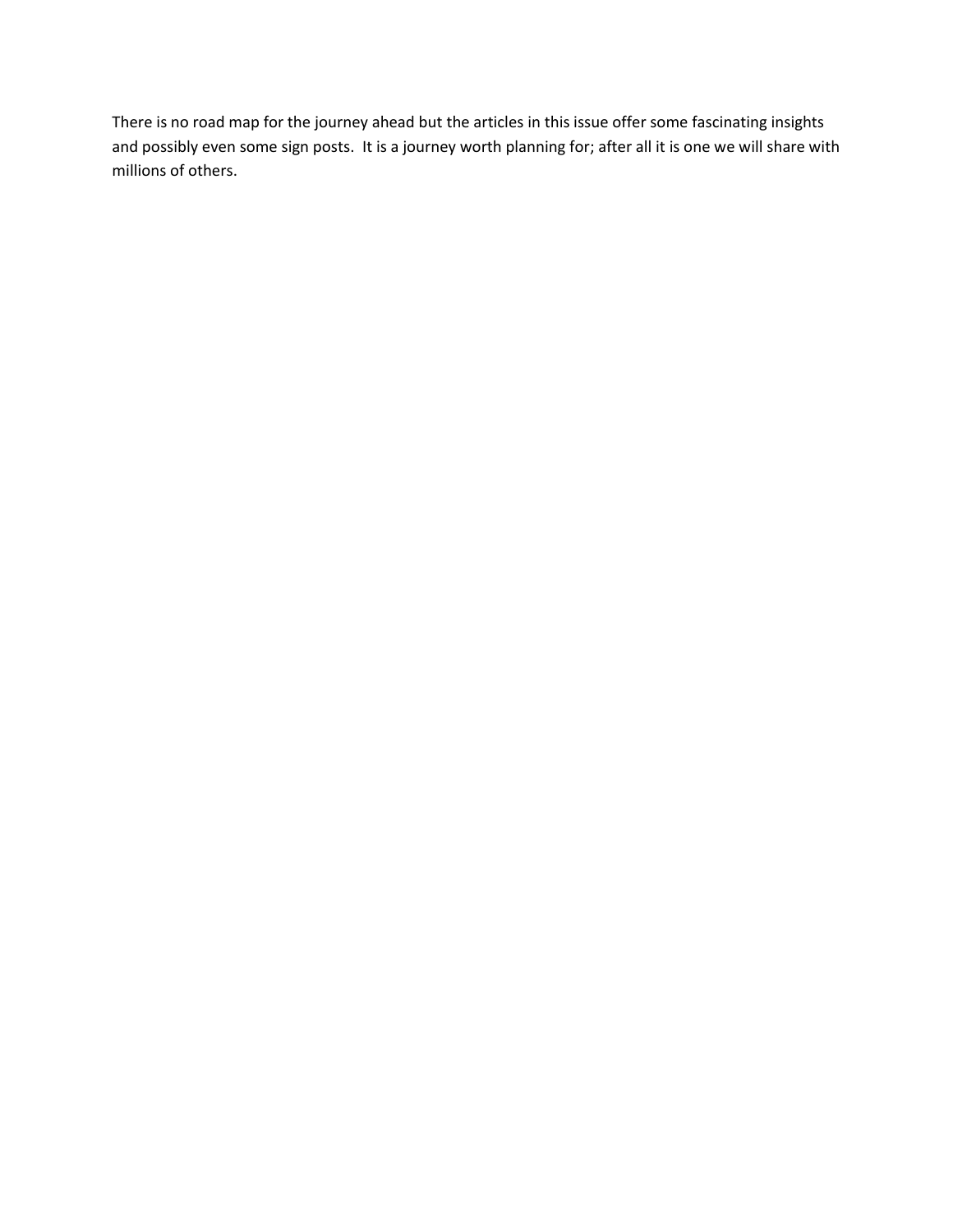There is no road map for the journey ahead but the articles in this issue offer some fascinating insights and possibly even some sign posts. It is a journey worth planning for; after all it is one we will share with millions of others.